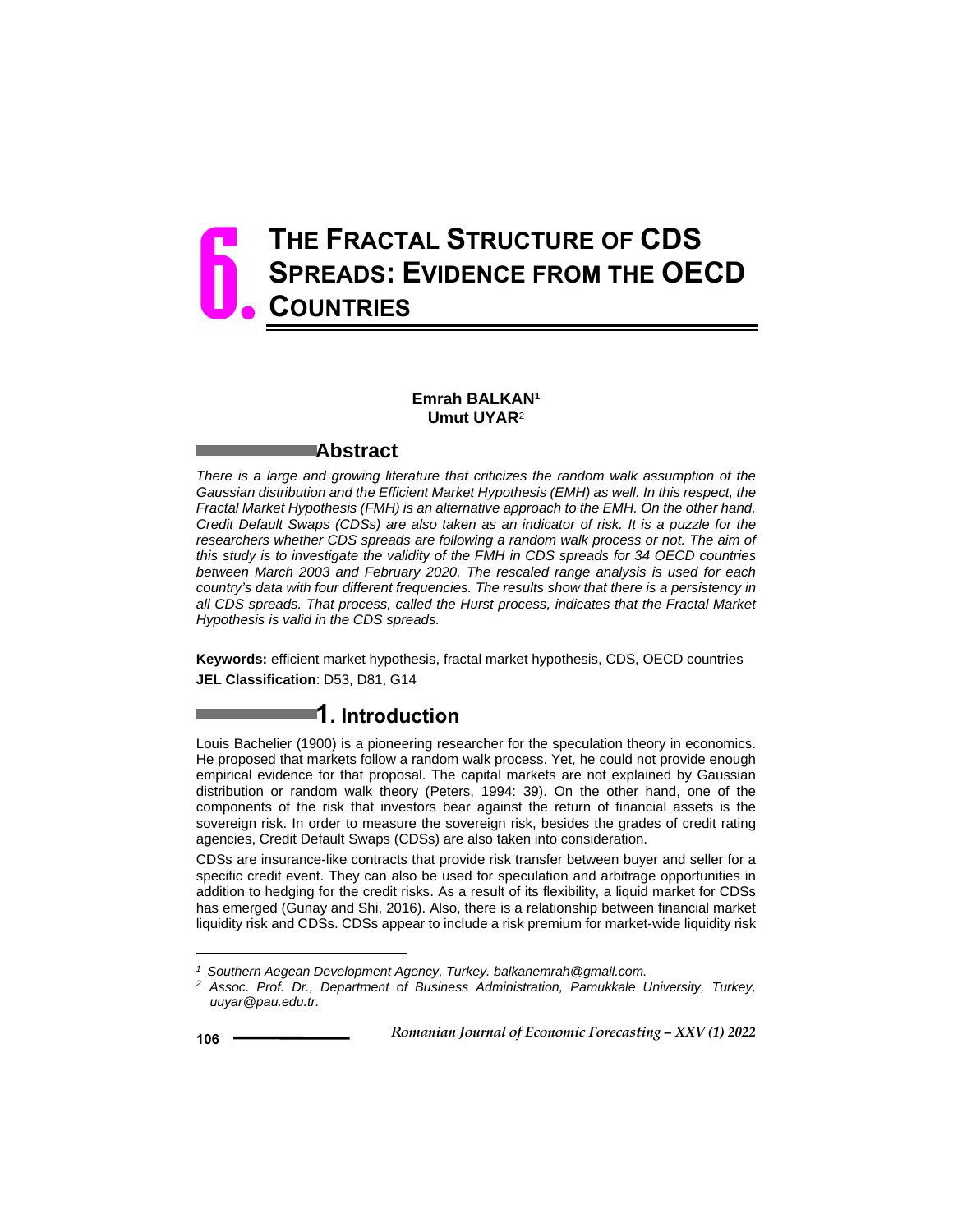# 6. The Fractal Structure of CDS Spreads: Evidence from the OECD Countries

**Emrah BALKAN**[1]
**Umut UYAR**[2]

## Abstract

*There is a large and growing literature that criticizes the random walk assumption of the Gaussian distribution and the Efficient Market Hypothesis (EMH) as well. In this respect, the Fractal Market Hypothesis (FMH) is an alternative approach to the EMH. On the other hand, Credit Default Swaps (CDSs) are also taken as an indicator of risk. It is a puzzle for the researchers whether CDS spreads are following a random walk process or not. The aim of this study is to investigate the validity of the FMH in CDS spreads for 34 OECD countries between March 2003 and February 2020. The rescaled range analysis is used for each country's data with four different frequencies. The results show that there is a persistency in all CDS spreads. That process, called the Hurst process, indicates that the Fractal Market Hypothesis is valid in the CDS spreads.*

**Keywords:** efficient market hypothesis, fractal market hypothesis, CDS, OECD countries

**JEL Classification**: D53, D81, G14

## 1. Introduction

Louis Bachelier (1900) is a pioneering researcher for the speculation theory in economics. He proposed that markets follow a random walk process. Yet, he could not provide enough empirical evidence for that proposal. The capital markets are not explained by Gaussian distribution or random walk theory (Peters, 1994: 39). On the other hand, one of the components of the risk that investors bear against the return of financial assets is the sovereign risk. In order to measure the sovereign risk, besides the grades of credit rating agencies, Credit Default Swaps (CDSs) are also taken into consideration.

CDSs are insurance-like contracts that provide risk transfer between buyer and seller for a specific credit event. They can also be used for speculation and arbitrage opportunities in addition to hedging for the credit risks. As a result of its flexibility, a liquid market for CDSs has emerged (Gunay and Shi, 2016). Also, there is a relationship between financial market liquidity risk and CDSs. CDSs appear to include a risk premium for market-wide liquidity risk

---

[1] *Southern Aegean Development Agency, Turkey. balkanemrah@gmail.com.*

[2] *Assoc. Prof. Dr., Department of Business Administration, Pamukkale University, Turkey, uuyar@pau.edu.tr.*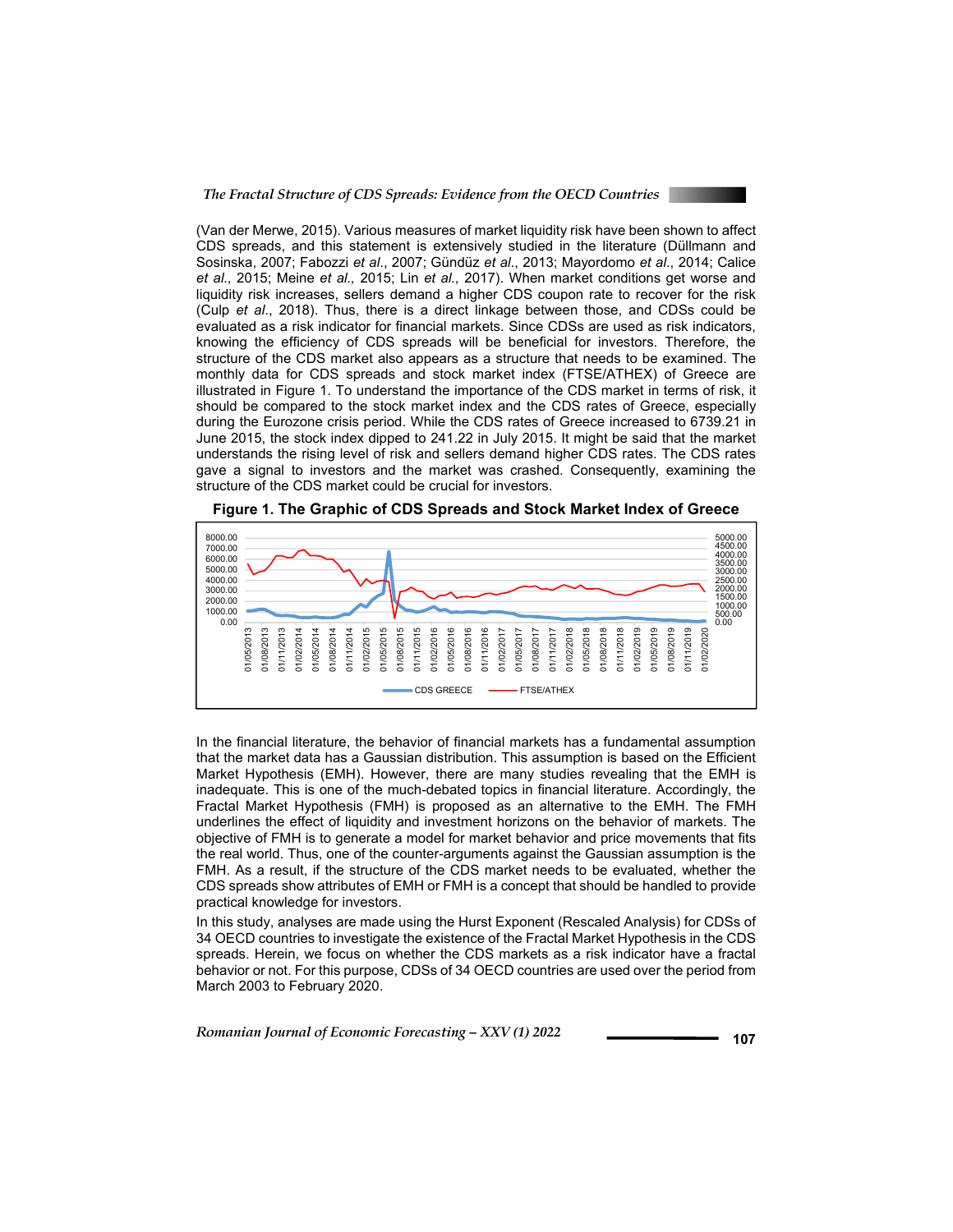(Van der Merwe, 2015). Various measures of market liquidity risk have been shown to affect CDS spreads, and this statement is extensively studied in the literature (Düllmann and Sosinska, 2007; Fabozzi *et al*., 2007; Gündüz *et al*., 2013; Mayordomo *et al*., 2014; Calice *et al.,* 2015; Meine *et al.,* 2015; Lin *et al.,* 2017). When market conditions get worse and liquidity risk increases, sellers demand a higher CDS coupon rate to recover for the risk (Culp *et al*., 2018). Thus, there is a direct linkage between those, and CDSs could be evaluated as a risk indicator for financial markets. Since CDSs are used as risk indicators, knowing the efficiency of CDS spreads will be beneficial for investors. Therefore, the structure of the CDS market also appears as a structure that needs to be examined. The monthly data for CDS spreads and stock market index (FTSE/ATHEX) of Greece are illustrated in Figure 1. To understand the importance of the CDS market in terms of risk, it should be compared to the stock market index and the CDS rates of Greece, especially during the Eurozone crisis period. While the CDS rates of Greece increased to 6739.21 in June 2015, the stock index dipped to 241.22 in July 2015. It might be said that the market understands the rising level of risk and sellers demand higher CDS rates. The CDS rates gave a signal to investors and the market was crashed. Consequently, examining the structure of the CDS market could be crucial for investors.

**Figure 1. The Graphic of CDS Spreads and Stock Market Index of Greece**

In the financial literature, the behavior of financial markets has a fundamental assumption that the market data has a Gaussian distribution. This assumption is based on the Efficient Market Hypothesis (EMH). However, there are many studies revealing that the EMH is inadequate. This is one of the much-debated topics in financial literature. Accordingly, the Fractal Market Hypothesis (FMH) is proposed as an alternative to the EMH. The FMH underlines the effect of liquidity and investment horizons on the behavior of markets. The objective of FMH is to generate a model for market behavior and price movements that fits the real world. Thus, one of the counter-arguments against the Gaussian assumption is the FMH. As a result, if the structure of the CDS market needs to be evaluated, whether the CDS spreads show attributes of EMH or FMH is a concept that should be handled to provide practical knowledge for investors.

In this study, analyses are made using the Hurst Exponent (Rescaled Analysis) for CDSs of 34 OECD countries to investigate the existence of the Fractal Market Hypothesis in the CDS spreads. Herein, we focus on whether the CDS markets as a risk indicator have a fractal behavior or not. For this purpose, CDSs of 34 OECD countries are used over the period from March 2003 to February 2020.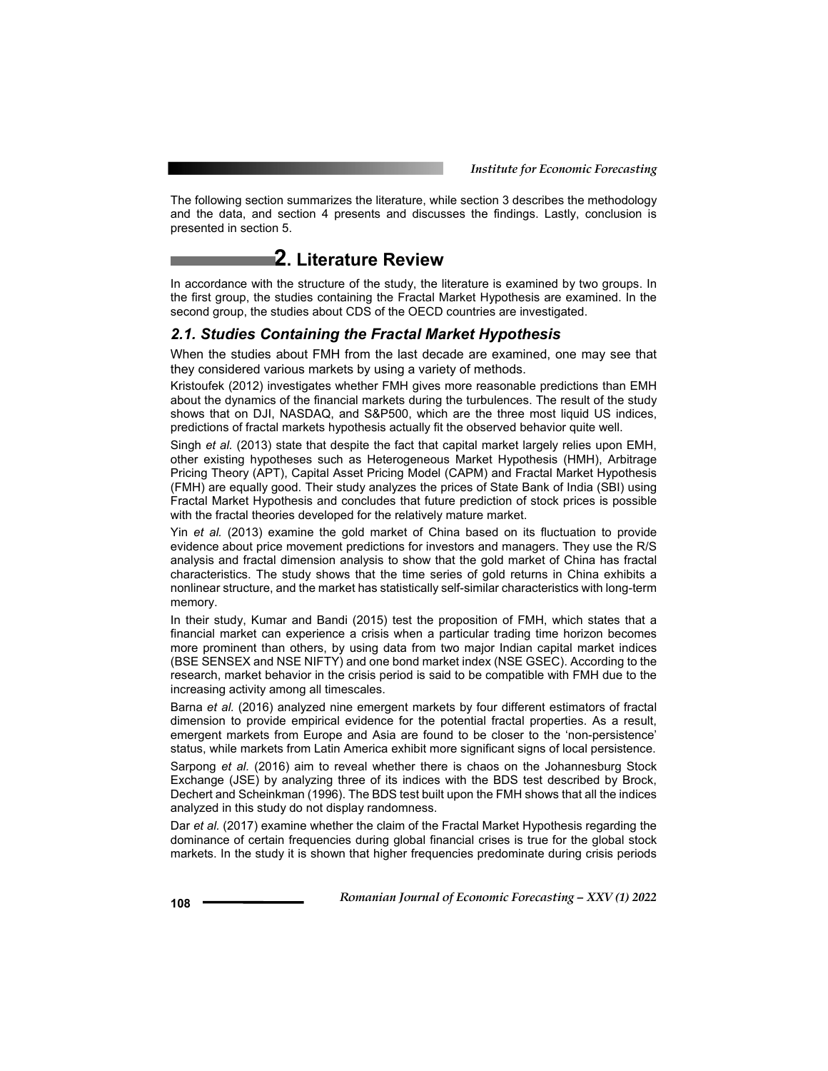The following section summarizes the literature, while section 3 describes the methodology and the data, and section 4 presents and discusses the findings. Lastly, conclusion is presented in section 5.

## 2. Literature Review

In accordance with the structure of the study, the literature is examined by two groups. In the first group, the studies containing the Fractal Market Hypothesis are examined. In the second group, the studies about CDS of the OECD countries are investigated.

### 2.1. Studies Containing the Fractal Market Hypothesis

When the studies about FMH from the last decade are examined, one may see that they considered various markets by using a variety of methods.

Kristoufek (2012) investigates whether FMH gives more reasonable predictions than EMH about the dynamics of the financial markets during the turbulences. The result of the study shows that on DJI, NASDAQ, and S&P500, which are the three most liquid US indices, predictions of fractal markets hypothesis actually fit the observed behavior quite well.

Singh *et al.* (2013) state that despite the fact that capital market largely relies upon EMH, other existing hypotheses such as Heterogeneous Market Hypothesis (HMH), Arbitrage Pricing Theory (APT), Capital Asset Pricing Model (CAPM) and Fractal Market Hypothesis (FMH) are equally good. Their study analyzes the prices of State Bank of India (SBI) using Fractal Market Hypothesis and concludes that future prediction of stock prices is possible with the fractal theories developed for the relatively mature market.

Yin *et al.* (2013) examine the gold market of China based on its fluctuation to provide evidence about price movement predictions for investors and managers. They use the R/S analysis and fractal dimension analysis to show that the gold market of China has fractal characteristics. The study shows that the time series of gold returns in China exhibits a nonlinear structure, and the market has statistically self-similar characteristics with long-term memory.

In their study, Kumar and Bandi (2015) test the proposition of FMH, which states that a financial market can experience a crisis when a particular trading time horizon becomes more prominent than others, by using data from two major Indian capital market indices (BSE SENSEX and NSE NIFTY) and one bond market index (NSE GSEC). According to the research, market behavior in the crisis period is said to be compatible with FMH due to the increasing activity among all timescales.

Barna *et al.* (2016) analyzed nine emergent markets by four different estimators of fractal dimension to provide empirical evidence for the potential fractal properties. As a result, emergent markets from Europe and Asia are found to be closer to the 'non-persistence' status, while markets from Latin America exhibit more significant signs of local persistence.

Sarpong *et al.* (2016) aim to reveal whether there is chaos on the Johannesburg Stock Exchange (JSE) by analyzing three of its indices with the BDS test described by Brock, Dechert and Scheinkman (1996). The BDS test built upon the FMH shows that all the indices analyzed in this study do not display randomness.

Dar *et al.* (2017) examine whether the claim of the Fractal Market Hypothesis regarding the dominance of certain frequencies during global financial crises is true for the global stock markets. In the study it is shown that higher frequencies predominate during crisis periods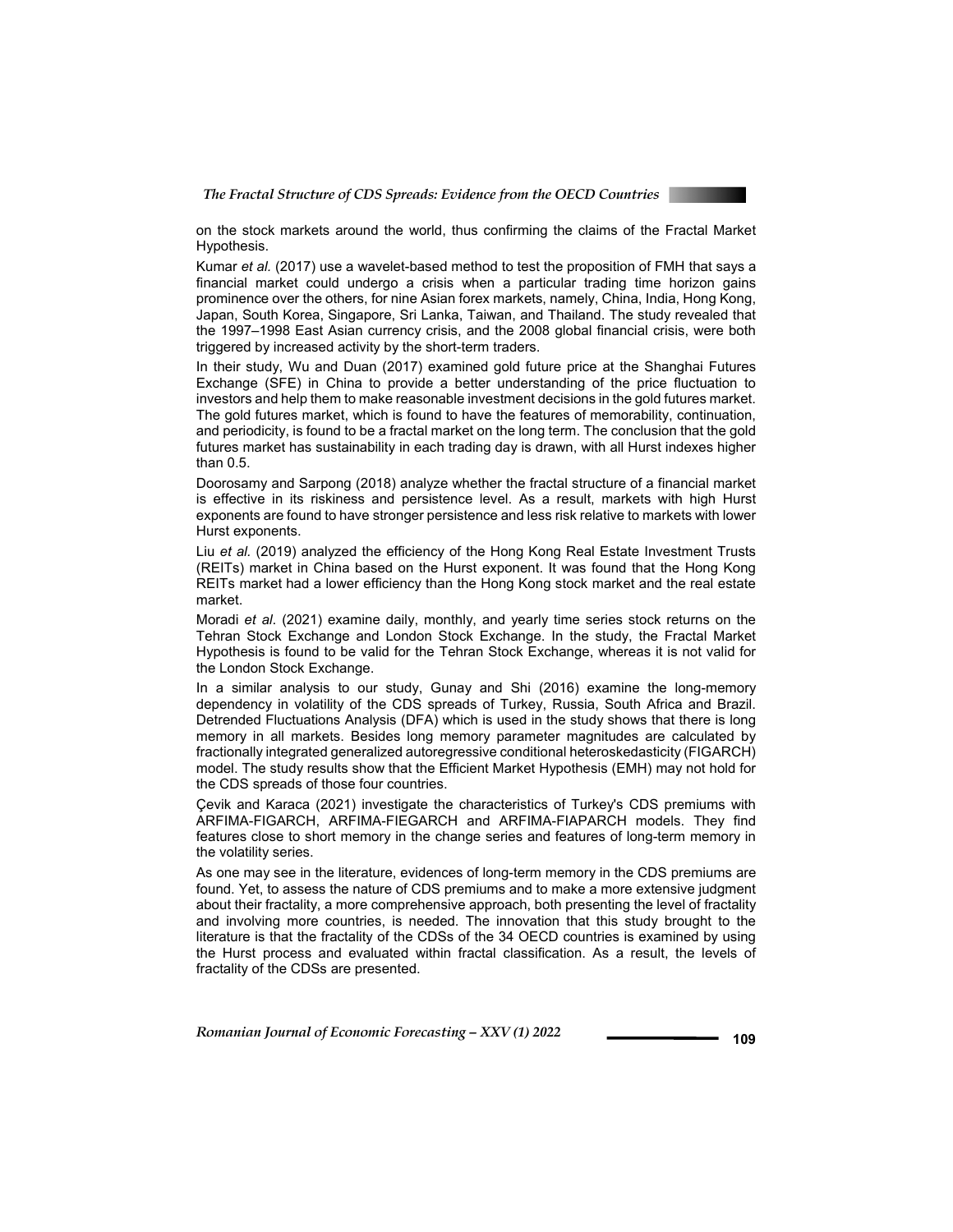on the stock markets around the world, thus confirming the claims of the Fractal Market Hypothesis.

Kumar *et al.* (2017) use a wavelet-based method to test the proposition of FMH that says a financial market could undergo a crisis when a particular trading time horizon gains prominence over the others, for nine Asian forex markets, namely, China, India, Hong Kong, Japan, South Korea, Singapore, Sri Lanka, Taiwan, and Thailand. The study revealed that the 1997–1998 East Asian currency crisis, and the 2008 global financial crisis, were both triggered by increased activity by the short-term traders.

In their study, Wu and Duan (2017) examined gold future price at the Shanghai Futures Exchange (SFE) in China to provide a better understanding of the price fluctuation to investors and help them to make reasonable investment decisions in the gold futures market. The gold futures market, which is found to have the features of memorability, continuation, and periodicity, is found to be a fractal market on the long term. The conclusion that the gold futures market has sustainability in each trading day is drawn, with all Hurst indexes higher than 0.5.

Doorosamy and Sarpong (2018) analyze whether the fractal structure of a financial market is effective in its riskiness and persistence level. As a result, markets with high Hurst exponents are found to have stronger persistence and less risk relative to markets with lower Hurst exponents.

Liu *et al.* (2019) analyzed the efficiency of the Hong Kong Real Estate Investment Trusts (REITs) market in China based on the Hurst exponent. It was found that the Hong Kong REITs market had a lower efficiency than the Hong Kong stock market and the real estate market.

Moradi *et al*. (2021) examine daily, monthly, and yearly time series stock returns on the Tehran Stock Exchange and London Stock Exchange. In the study, the Fractal Market Hypothesis is found to be valid for the Tehran Stock Exchange, whereas it is not valid for the London Stock Exchange.

In a similar analysis to our study, Gunay and Shi (2016) examine the long-memory dependency in volatility of the CDS spreads of Turkey, Russia, South Africa and Brazil. Detrended Fluctuations Analysis (DFA) which is used in the study shows that there is long memory in all markets. Besides long memory parameter magnitudes are calculated by fractionally integrated generalized autoregressive conditional heteroskedasticity (FIGARCH) model. The study results show that the Efficient Market Hypothesis (EMH) may not hold for the CDS spreads of those four countries.

Çevik and Karaca (2021) investigate the characteristics of Turkey's CDS premiums with ARFIMA-FIGARCH, ARFIMA-FIEGARCH and ARFIMA-FIAPARCH models. They find features close to short memory in the change series and features of long-term memory in the volatility series.

As one may see in the literature, evidences of long-term memory in the CDS premiums are found. Yet, to assess the nature of CDS premiums and to make a more extensive judgment about their fractality, a more comprehensive approach, both presenting the level of fractality and involving more countries, is needed. The innovation that this study brought to the literature is that the fractality of the CDSs of the 34 OECD countries is examined by using the Hurst process and evaluated within fractal classification. As a result, the levels of fractality of the CDSs are presented.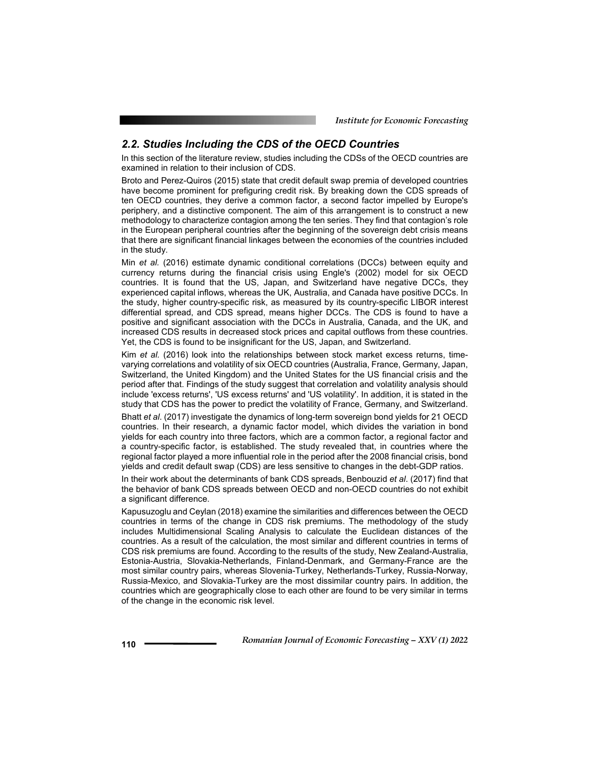## *2.2. Studies Including the CDS of the OECD Countries*

In this section of the literature review, studies including the CDSs of the OECD countries are examined in relation to their inclusion of CDS.

Broto and Perez-Quiros (2015) state that credit default swap premia of developed countries have become prominent for prefiguring credit risk. By breaking down the CDS spreads of ten OECD countries, they derive a common factor, a second factor impelled by Europe's periphery, and a distinctive component. The aim of this arrangement is to construct a new methodology to characterize contagion among the ten series. They find that contagion's role in the European peripheral countries after the beginning of the sovereign debt crisis means that there are significant financial linkages between the economies of the countries included in the study.

Min *et al.* (2016) estimate dynamic conditional correlations (DCCs) between equity and currency returns during the financial crisis using Engle's (2002) model for six OECD countries. It is found that the US, Japan, and Switzerland have negative DCCs, they experienced capital inflows, whereas the UK, Australia, and Canada have positive DCCs. In the study, higher country-specific risk, as measured by its country-specific LIBOR interest differential spread, and CDS spread, means higher DCCs. The CDS is found to have a positive and significant association with the DCCs in Australia, Canada, and the UK, and increased CDS results in decreased stock prices and capital outflows from these countries. Yet, the CDS is found to be insignificant for the US, Japan, and Switzerland.

Kim *et al.* (2016) look into the relationships between stock market excess returns, time-varying correlations and volatility of six OECD countries (Australia, France, Germany, Japan, Switzerland, the United Kingdom) and the United States for the US financial crisis and the period after that. Findings of the study suggest that correlation and volatility analysis should include 'excess returns', 'US excess returns' and 'US volatility'. In addition, it is stated in the study that CDS has the power to predict the volatility of France, Germany, and Switzerland.

Bhatt *et al*. (2017) investigate the dynamics of long-term sovereign bond yields for 21 OECD countries. In their research, a dynamic factor model, which divides the variation in bond yields for each country into three factors, which are a common factor, a regional factor and a country-specific factor, is established. The study revealed that, in countries where the regional factor played a more influential role in the period after the 2008 financial crisis, bond yields and credit default swap (CDS) are less sensitive to changes in the debt-GDP ratios.

In their work about the determinants of bank CDS spreads, Benbouzid *et al*. (2017) find that the behavior of bank CDS spreads between OECD and non-OECD countries do not exhibit a significant difference.

Kapusuzoglu and Ceylan (2018) examine the similarities and differences between the OECD countries in terms of the change in CDS risk premiums. The methodology of the study includes Multidimensional Scaling Analysis to calculate the Euclidean distances of the countries. As a result of the calculation, the most similar and different countries in terms of CDS risk premiums are found. According to the results of the study, New Zealand-Australia, Estonia-Austria, Slovakia-Netherlands, Finland-Denmark, and Germany-France are the most similar country pairs, whereas Slovenia-Turkey, Netherlands-Turkey, Russia-Norway, Russia-Mexico, and Slovakia-Turkey are the most dissimilar country pairs. In addition, the countries which are geographically close to each other are found to be very similar in terms of the change in the economic risk level.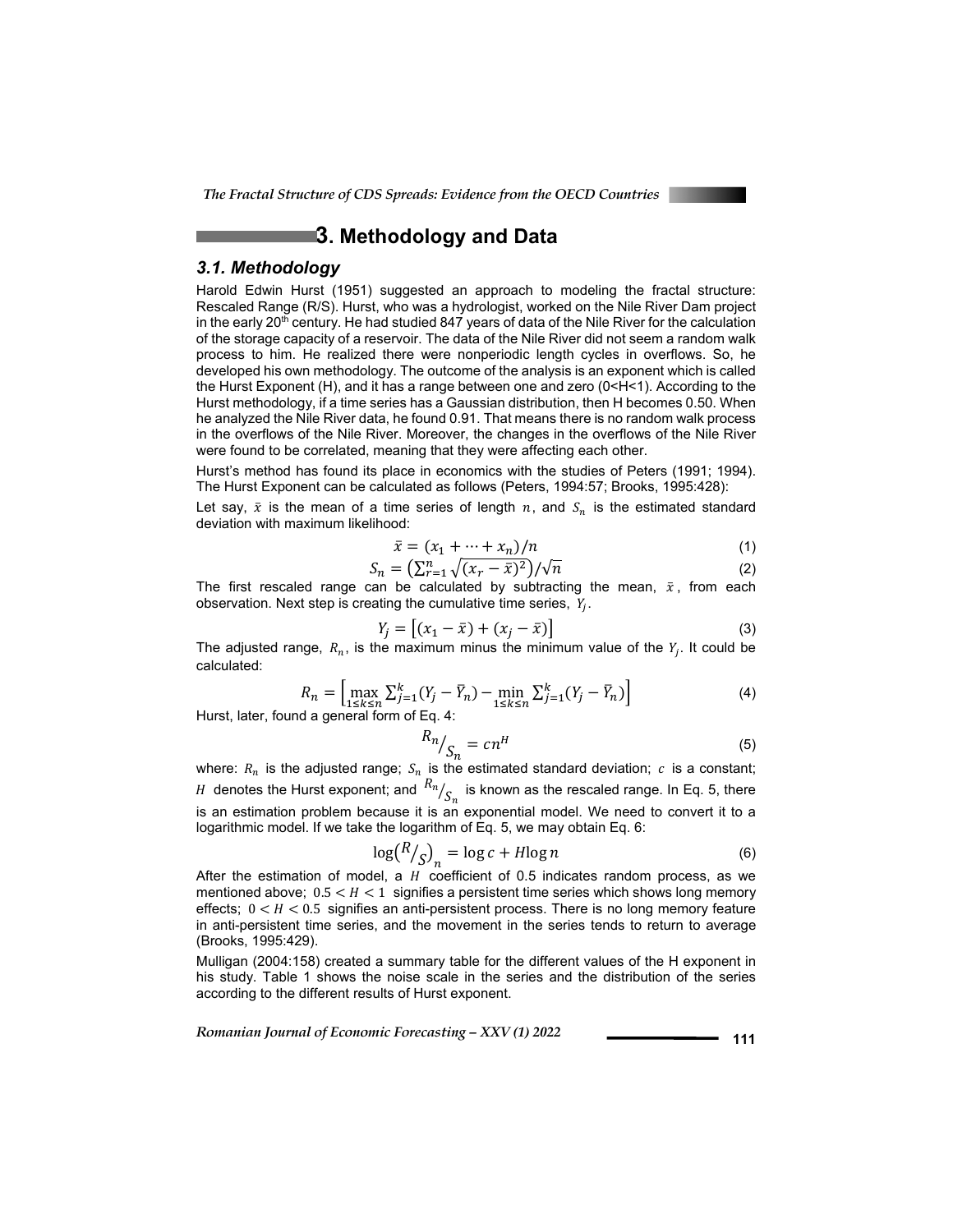## 3. Methodology and Data

### 3.1. Methodology

Harold Edwin Hurst (1951) suggested an approach to modeling the fractal structure: Rescaled Range (R/S). Hurst, who was a hydrologist, worked on the Nile River Dam project in the early 20th century. He had studied 847 years of data of the Nile River for the calculation of the storage capacity of a reservoir. The data of the Nile River did not seem a random walk process to him. He realized there were nonperiodic length cycles in overflows. So, he developed his own methodology. The outcome of the analysis is an exponent which is called the Hurst Exponent (H), and it has a range between one and zero (0<H<1). According to the Hurst methodology, if a time series has a Gaussian distribution, then H becomes 0.50. When he analyzed the Nile River data, he found 0.91. That means there is no random walk process in the overflows of the Nile River. Moreover, the changes in the overflows of the Nile River were found to be correlated, meaning that they were affecting each other.

Hurst's method has found its place in economics with the studies of Peters (1991; 1994). The Hurst Exponent can be calculated as follows (Peters, 1994:57; Brooks, 1995:428):

Let say, $\bar{x}$ is the mean of a time series of length $n$, and $S_n$ is the estimated standard deviation with maximum likelihood:

$$\bar{x} = (x_1 + \cdots + x_n)/n \tag{1}$$

$$S_n = \left(\sum_{r=1}^{n} \sqrt{(x_r - \bar{x})^2}\right)/\sqrt{n} \tag{2}$$

The first rescaled range can be calculated by subtracting the mean, $\bar{x}$, from each observation. Next step is creating the cumulative time series, $Y_j$.

$$Y_j = \left[(x_1 - \bar{x}) + (x_j - \bar{x})\right] \tag{3}$$

The adjusted range, $R_n$, is the maximum minus the minimum value of the $Y_j$. It could be calculated:

$$R_n = \left[\max_{1 \le k \le n} \sum_{j=1}^{k} (Y_j - \bar{Y}_n) - \min_{1 \le k \le n} \sum_{j=1}^{k} (Y_j - \bar{Y}_n)\right] \tag{4}$$

Hurst, later, found a general form of Eq. 4:

$$R_n / S_n = cn^H \tag{5}$$

where: $R_n$ is the adjusted range; $S_n$ is the estimated standard deviation; $c$ is a constant; $H$ denotes the Hurst exponent; and $R_n/S_n$ is known as the rescaled range. In Eq. 5, there is an estimation problem because it is an exponential model. We need to convert it to a logarithmic model. If we take the logarithm of Eq. 5, we may obtain Eq. 6:

$$\log\left(R/S\right)_n = \log c + H \log n \tag{6}$$

After the estimation of model, a $H$ coefficient of 0.5 indicates random process, as we mentioned above; $0.5 < H < 1$ signifies a persistent time series which shows long memory effects; $0 < H < 0.5$ signifies an anti-persistent process. There is no long memory feature in anti-persistent time series, and the movement in the series tends to return to average (Brooks, 1995:429).

Mulligan (2004:158) created a summary table for the different values of the H exponent in his study. Table 1 shows the noise scale in the series and the distribution of the series according to the different results of Hurst exponent.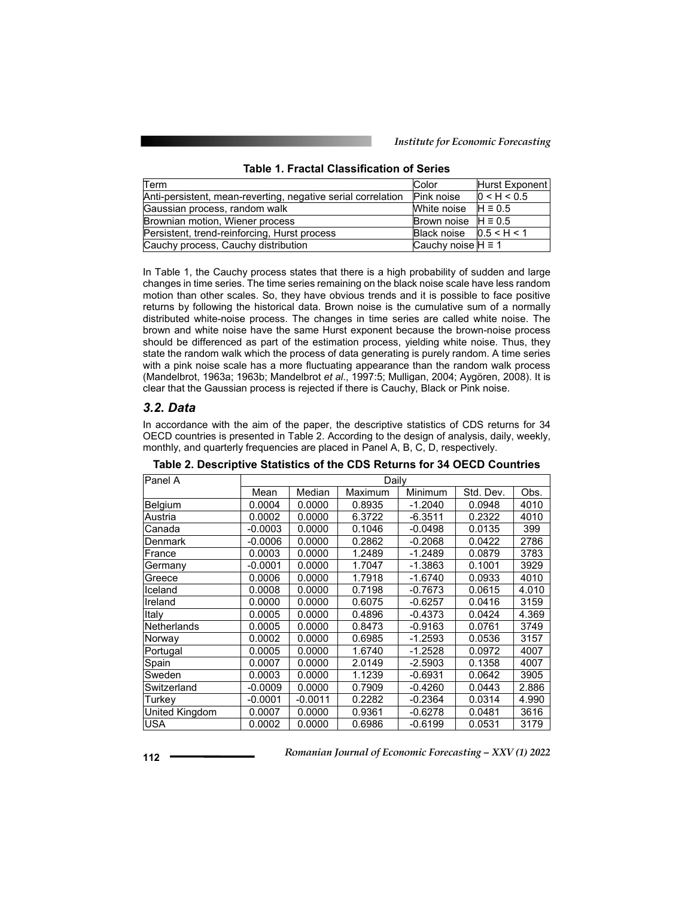**Table 1. Fractal Classification of Series**

| Term | Color | Hurst Exponent |
|---|---|---|
| Anti-persistent, mean-reverting, negative serial correlation | Pink noise | $0 < H < 0.5$ |
| Gaussian process, random walk | White noise | $H \equiv 0.5$ |
| Brownian motion, Wiener process | Brown noise | $H \equiv 0.5$ |
| Persistent, trend-reinforcing, Hurst process | Black noise | $0.5 < H < 1$ |
| Cauchy process, Cauchy distribution | Cauchy noise | $H \equiv 1$ |

In Table 1, the Cauchy process states that there is a high probability of sudden and large changes in time series. The time series remaining on the black noise scale have less random motion than other scales. So, they have obvious trends and it is possible to face positive returns by following the historical data. Brown noise is the cumulative sum of a normally distributed white-noise process. The changes in time series are called white noise. The brown and white noise have the same Hurst exponent because the brown-noise process should be differenced as part of the estimation process, yielding white noise. Thus, they state the random walk which the process of data generating is purely random. A time series with a pink noise scale has a more fluctuating appearance than the random walk process (Mandelbrot, 1963a; 1963b; Mandelbrot *et al*., 1997:5; Mulligan, 2004; Aygören, 2008). It is clear that the Gaussian process is rejected if there is Cauchy, Black or Pink noise.

### *3.2. Data*

In accordance with the aim of the paper, the descriptive statistics of CDS returns for 34 OECD countries is presented in Table 2. According to the design of analysis, daily, weekly, monthly, and quarterly frequencies are placed in Panel A, B, C, D, respectively.

**Table 2. Descriptive Statistics of the CDS Returns for 34 OECD Countries**

| Panel A | Daily | | | | | |
|---|---|---|---|---|---|---|
| | Mean | Median | Maximum | Minimum | Std. Dev. | Obs. |
| Belgium | 0.0004 | 0.0000 | 0.8935 | -1.2040 | 0.0948 | 4010 |
| Austria | 0.0002 | 0.0000 | 6.3722 | -6.3511 | 0.2322 | 4010 |
| Canada | -0.0003 | 0.0000 | 0.1046 | -0.0498 | 0.0135 | 399 |
| Denmark | -0.0006 | 0.0000 | 0.2862 | -0.2068 | 0.0422 | 2786 |
| France | 0.0003 | 0.0000 | 1.2489 | -1.2489 | 0.0879 | 3783 |
| Germany | -0.0001 | 0.0000 | 1.7047 | -1.3863 | 0.1001 | 3929 |
| Greece | 0.0006 | 0.0000 | 1.7918 | -1.6740 | 0.0933 | 4010 |
| Iceland | 0.0008 | 0.0000 | 0.7198 | -0.7673 | 0.0615 | 4.010 |
| Ireland | 0.0000 | 0.0000 | 0.6075 | -0.6257 | 0.0416 | 3159 |
| Italy | 0.0005 | 0.0000 | 0.4896 | -0.4373 | 0.0424 | 4.369 |
| Netherlands | 0.0005 | 0.0000 | 0.8473 | -0.9163 | 0.0761 | 3749 |
| Norway | 0.0002 | 0.0000 | 0.6985 | -1.2593 | 0.0536 | 3157 |
| Portugal | 0.0005 | 0.0000 | 1.6740 | -1.2528 | 0.0972 | 4007 |
| Spain | 0.0007 | 0.0000 | 2.0149 | -2.5903 | 0.1358 | 4007 |
| Sweden | 0.0003 | 0.0000 | 1.1239 | -0.6931 | 0.0642 | 3905 |
| Switzerland | -0.0009 | 0.0000 | 0.7909 | -0.4260 | 0.0443 | 2.886 |
| Turkey | -0.0001 | -0.0011 | 0.2282 | -0.2364 | 0.0314 | 4.990 |
| United Kingdom | 0.0007 | 0.0000 | 0.9361 | -0.6278 | 0.0481 | 3616 |
| USA | 0.0002 | 0.0000 | 0.6986 | -0.6199 | 0.0531 | 3179 |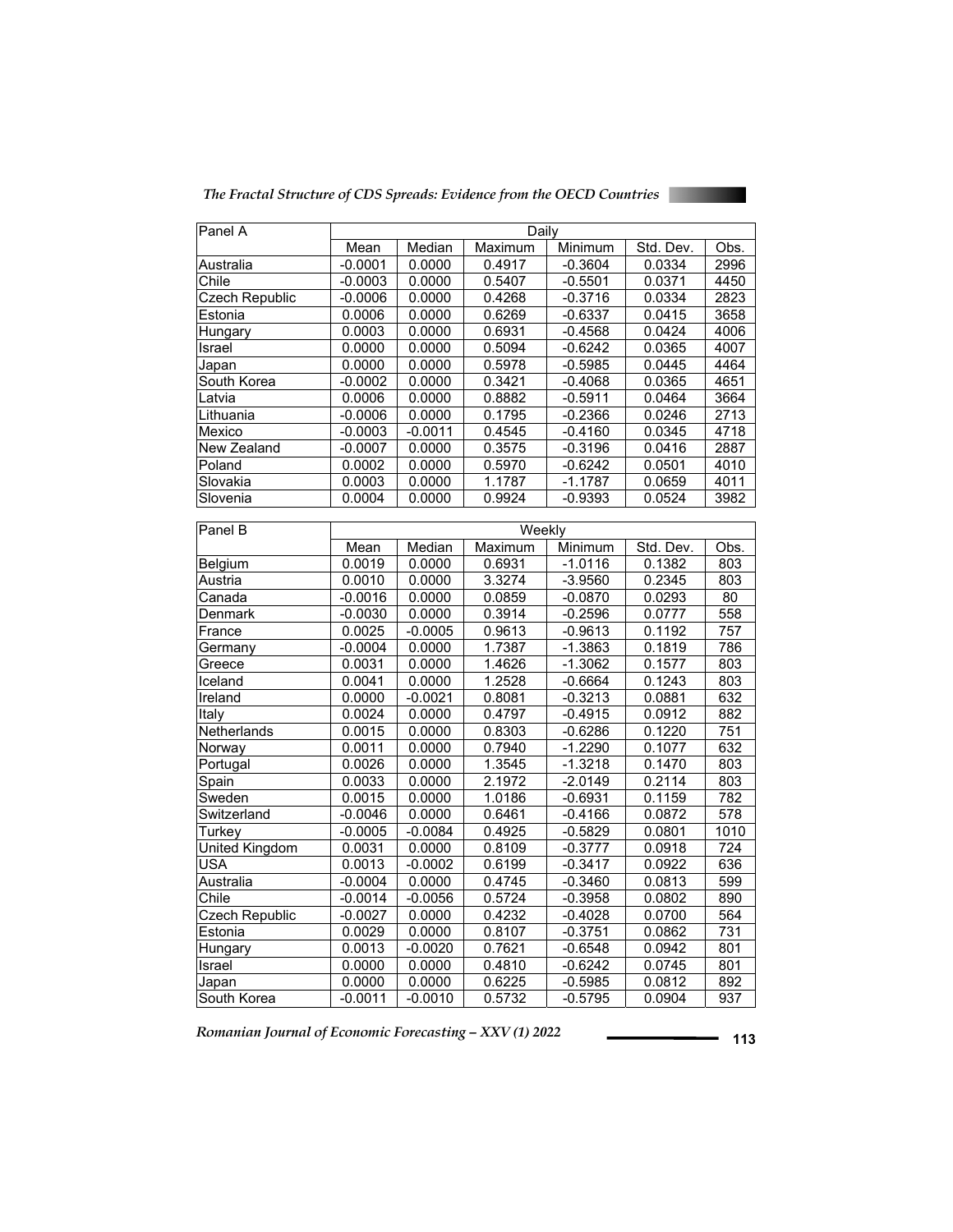| Panel A | Daily | | | | | |
|---|---|---|---|---|---|---|
| | Mean | Median | Maximum | Minimum | Std. Dev. | Obs. |
| Australia | -0.0001 | 0.0000 | 0.4917 | -0.3604 | 0.0334 | 2996 |
| Chile | -0.0003 | 0.0000 | 0.5407 | -0.5501 | 0.0371 | 4450 |
| Czech Republic | -0.0006 | 0.0000 | 0.4268 | -0.3716 | 0.0334 | 2823 |
| Estonia | 0.0006 | 0.0000 | 0.6269 | -0.6337 | 0.0415 | 3658 |
| Hungary | 0.0003 | 0.0000 | 0.6931 | -0.4568 | 0.0424 | 4006 |
| Israel | 0.0000 | 0.0000 | 0.5094 | -0.6242 | 0.0365 | 4007 |
| Japan | 0.0000 | 0.0000 | 0.5978 | -0.5985 | 0.0445 | 4464 |
| South Korea | -0.0002 | 0.0000 | 0.3421 | -0.4068 | 0.0365 | 4651 |
| Latvia | 0.0006 | 0.0000 | 0.8882 | -0.5911 | 0.0464 | 3664 |
| Lithuania | -0.0006 | 0.0000 | 0.1795 | -0.2366 | 0.0246 | 2713 |
| Mexico | -0.0003 | -0.0011 | 0.4545 | -0.4160 | 0.0345 | 4718 |
| New Zealand | -0.0007 | 0.0000 | 0.3575 | -0.3196 | 0.0416 | 2887 |
| Poland | 0.0002 | 0.0000 | 0.5970 | -0.6242 | 0.0501 | 4010 |
| Slovakia | 0.0003 | 0.0000 | 1.1787 | -1.1787 | 0.0659 | 4011 |
| Slovenia | 0.0004 | 0.0000 | 0.9924 | -0.9393 | 0.0524 | 3982 |

| Panel B | Weekly | | | | | |
|---|---|---|---|---|---|---|
| | Mean | Median | Maximum | Minimum | Std. Dev. | Obs. |
| Belgium | 0.0019 | 0.0000 | 0.6931 | -1.0116 | 0.1382 | 803 |
| Austria | 0.0010 | 0.0000 | 3.3274 | -3.9560 | 0.2345 | 803 |
| Canada | -0.0016 | 0.0000 | 0.0859 | -0.0870 | 0.0293 | 80 |
| Denmark | -0.0030 | 0.0000 | 0.3914 | -0.2596 | 0.0777 | 558 |
| France | 0.0025 | -0.0005 | 0.9613 | -0.9613 | 0.1192 | 757 |
| Germany | -0.0004 | 0.0000 | 1.7387 | -1.3863 | 0.1819 | 786 |
| Greece | 0.0031 | 0.0000 | 1.4626 | -1.3062 | 0.1577 | 803 |
| Iceland | 0.0041 | 0.0000 | 1.2528 | -0.6664 | 0.1243 | 803 |
| Ireland | 0.0000 | -0.0021 | 0.8081 | -0.3213 | 0.0881 | 632 |
| Italy | 0.0024 | 0.0000 | 0.4797 | -0.4915 | 0.0912 | 882 |
| Netherlands | 0.0015 | 0.0000 | 0.8303 | -0.6286 | 0.1220 | 751 |
| Norway | 0.0011 | 0.0000 | 0.7940 | -1.2290 | 0.1077 | 632 |
| Portugal | 0.0026 | 0.0000 | 1.3545 | -1.3218 | 0.1470 | 803 |
| Spain | 0.0033 | 0.0000 | 2.1972 | -2.0149 | 0.2114 | 803 |
| Sweden | 0.0015 | 0.0000 | 1.0186 | -0.6931 | 0.1159 | 782 |
| Switzerland | -0.0046 | 0.0000 | 0.6461 | -0.4166 | 0.0872 | 578 |
| Turkey | -0.0005 | -0.0084 | 0.4925 | -0.5829 | 0.0801 | 1010 |
| United Kingdom | 0.0031 | 0.0000 | 0.8109 | -0.3777 | 0.0918 | 724 |
| USA | 0.0013 | -0.0002 | 0.6199 | -0.3417 | 0.0922 | 636 |
| Australia | -0.0004 | 0.0000 | 0.4745 | -0.3460 | 0.0813 | 599 |
| Chile | -0.0014 | -0.0056 | 0.5724 | -0.3958 | 0.0802 | 890 |
| Czech Republic | -0.0027 | 0.0000 | 0.4232 | -0.4028 | 0.0700 | 564 |
| Estonia | 0.0029 | 0.0000 | 0.8107 | -0.3751 | 0.0862 | 731 |
| Hungary | 0.0013 | -0.0020 | 0.7621 | -0.6548 | 0.0942 | 801 |
| Israel | 0.0000 | 0.0000 | 0.4810 | -0.6242 | 0.0745 | 801 |
| Japan | 0.0000 | 0.0000 | 0.6225 | -0.5985 | 0.0812 | 892 |
| South Korea | -0.0011 | -0.0010 | 0.5732 | -0.5795 | 0.0904 | 937 |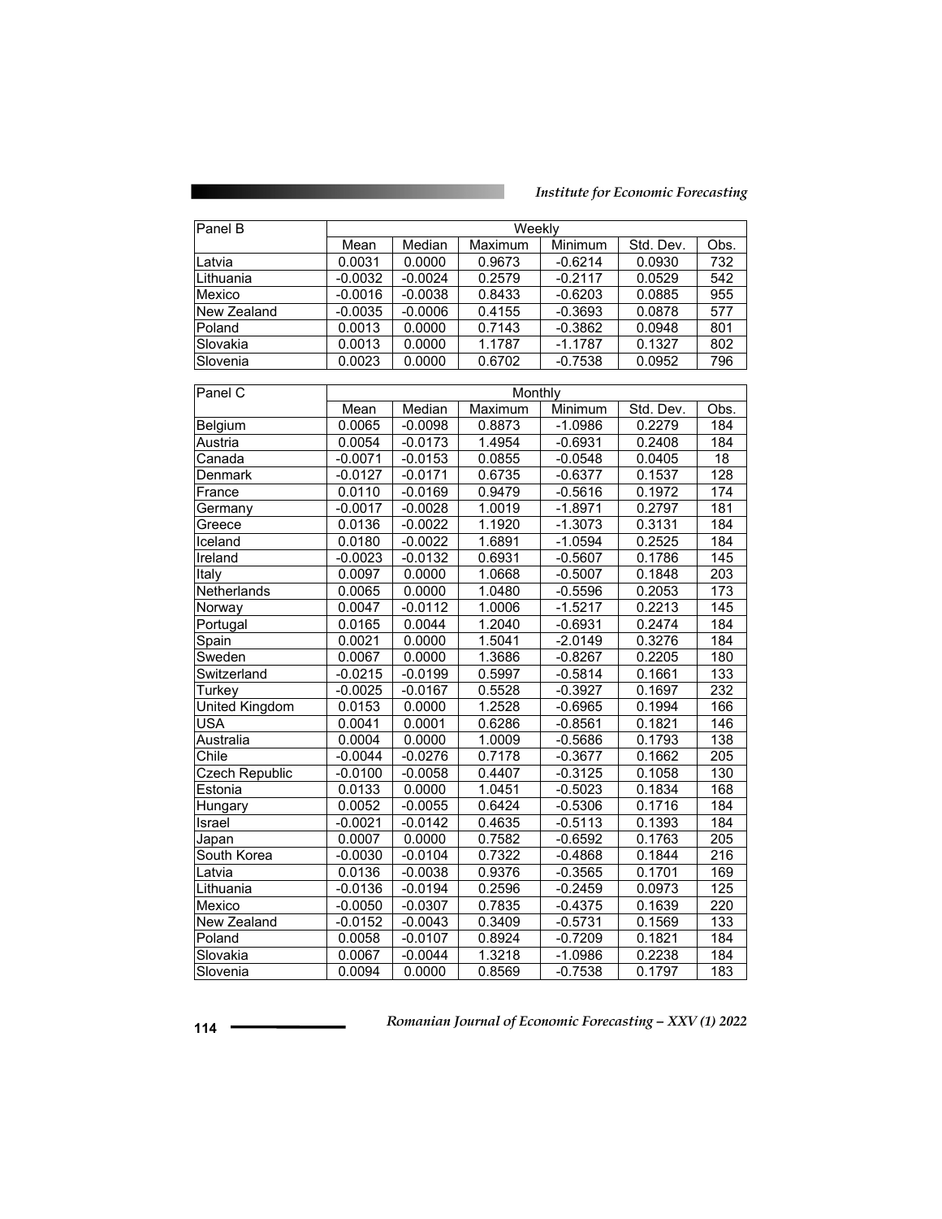| Panel B | Weekly | | | | | |
|---|---|---|---|---|---|---|
| | Mean | Median | Maximum | Minimum | Std. Dev. | Obs. |
| Latvia | 0.0031 | 0.0000 | 0.9673 | -0.6214 | 0.0930 | 732 |
| Lithuania | -0.0032 | -0.0024 | 0.2579 | -0.2117 | 0.0529 | 542 |
| Mexico | -0.0016 | -0.0038 | 0.8433 | -0.6203 | 0.0885 | 955 |
| New Zealand | -0.0035 | -0.0006 | 0.4155 | -0.3693 | 0.0878 | 577 |
| Poland | 0.0013 | 0.0000 | 0.7143 | -0.3862 | 0.0948 | 801 |
| Slovakia | 0.0013 | 0.0000 | 1.1787 | -1.1787 | 0.1327 | 802 |
| Slovenia | 0.0023 | 0.0000 | 0.6702 | -0.7538 | 0.0952 | 796 |

| Panel C | Monthly | | | | | |
|---|---|---|---|---|---|---|
| | Mean | Median | Maximum | Minimum | Std. Dev. | Obs. |
| Belgium | 0.0065 | -0.0098 | 0.8873 | -1.0986 | 0.2279 | 184 |
| Austria | 0.0054 | -0.0173 | 1.4954 | -0.6931 | 0.2408 | 184 |
| Canada | -0.0071 | -0.0153 | 0.0855 | -0.0548 | 0.0405 | 18 |
| Denmark | -0.0127 | -0.0171 | 0.6735 | -0.6377 | 0.1537 | 128 |
| France | 0.0110 | -0.0169 | 0.9479 | -0.5616 | 0.1972 | 174 |
| Germany | -0.0017 | -0.0028 | 1.0019 | -1.8971 | 0.2797 | 181 |
| Greece | 0.0136 | -0.0022 | 1.1920 | -1.3073 | 0.3131 | 184 |
| Iceland | 0.0180 | -0.0022 | 1.6891 | -1.0594 | 0.2525 | 184 |
| Ireland | -0.0023 | -0.0132 | 0.6931 | -0.5607 | 0.1786 | 145 |
| Italy | 0.0097 | 0.0000 | 1.0668 | -0.5007 | 0.1848 | 203 |
| Netherlands | 0.0065 | 0.0000 | 1.0480 | -0.5596 | 0.2053 | 173 |
| Norway | 0.0047 | -0.0112 | 1.0006 | -1.5217 | 0.2213 | 145 |
| Portugal | 0.0165 | 0.0044 | 1.2040 | -0.6931 | 0.2474 | 184 |
| Spain | 0.0021 | 0.0000 | 1.5041 | -2.0149 | 0.3276 | 184 |
| Sweden | 0.0067 | 0.0000 | 1.3686 | -0.8267 | 0.2205 | 180 |
| Switzerland | -0.0215 | -0.0199 | 0.5997 | -0.5814 | 0.1661 | 133 |
| Turkey | -0.0025 | -0.0167 | 0.5528 | -0.3927 | 0.1697 | 232 |
| United Kingdom | 0.0153 | 0.0000 | 1.2528 | -0.6965 | 0.1994 | 166 |
| USA | 0.0041 | 0.0001 | 0.6286 | -0.8561 | 0.1821 | 146 |
| Australia | 0.0004 | 0.0000 | 1.0009 | -0.5686 | 0.1793 | 138 |
| Chile | -0.0044 | -0.0276 | 0.7178 | -0.3677 | 0.1662 | 205 |
| Czech Republic | -0.0100 | -0.0058 | 0.4407 | -0.3125 | 0.1058 | 130 |
| Estonia | 0.0133 | 0.0000 | 1.0451 | -0.5023 | 0.1834 | 168 |
| Hungary | 0.0052 | -0.0055 | 0.6424 | -0.5306 | 0.1716 | 184 |
| Israel | -0.0021 | -0.0142 | 0.4635 | -0.5113 | 0.1393 | 184 |
| Japan | 0.0007 | 0.0000 | 0.7582 | -0.6592 | 0.1763 | 205 |
| South Korea | -0.0030 | -0.0104 | 0.7322 | -0.4868 | 0.1844 | 216 |
| Latvia | 0.0136 | -0.0038 | 0.9376 | -0.3565 | 0.1701 | 169 |
| Lithuania | -0.0136 | -0.0194 | 0.2596 | -0.2459 | 0.0973 | 125 |
| Mexico | -0.0050 | -0.0307 | 0.7835 | -0.4375 | 0.1639 | 220 |
| New Zealand | -0.0152 | -0.0043 | 0.3409 | -0.5731 | 0.1569 | 133 |
| Poland | 0.0058 | -0.0107 | 0.8924 | -0.7209 | 0.1821 | 184 |
| Slovakia | 0.0067 | -0.0044 | 1.3218 | -1.0986 | 0.2238 | 184 |
| Slovenia | 0.0094 | 0.0000 | 0.8569 | -0.7538 | 0.1797 | 183 |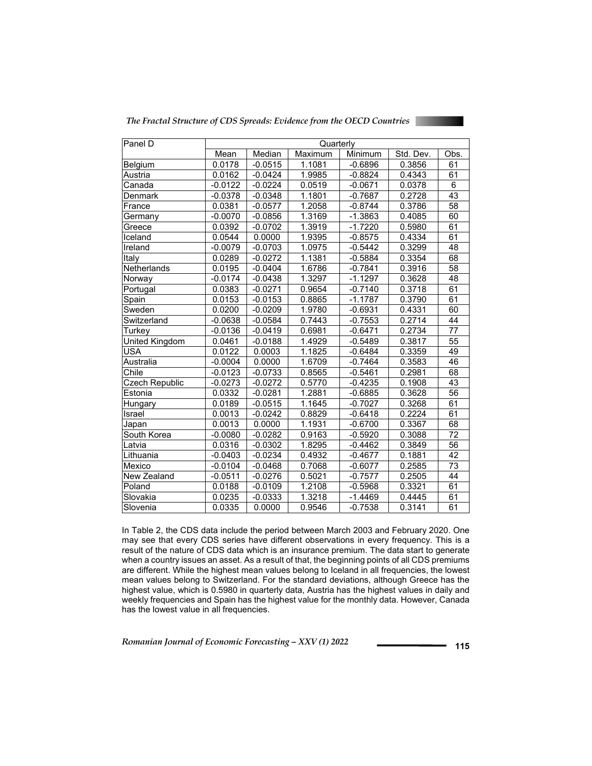| Panel D | Quarterly | | | | | |
|---|---|---|---|---|---|---|
| | Mean | Median | Maximum | Minimum | Std. Dev. | Obs. |
| Belgium | 0.0178 | -0.0515 | 1.1081 | -0.6896 | 0.3856 | 61 |
| Austria | 0.0162 | -0.0424 | 1.9985 | -0.8824 | 0.4343 | 61 |
| Canada | -0.0122 | -0.0224 | 0.0519 | -0.0671 | 0.0378 | 6 |
| Denmark | -0.0378 | -0.0348 | 1.1801 | -0.7687 | 0.2728 | 43 |
| France | 0.0381 | -0.0577 | 1.2058 | -0.8744 | 0.3786 | 58 |
| Germany | -0.0070 | -0.0856 | 1.3169 | -1.3863 | 0.4085 | 60 |
| Greece | 0.0392 | -0.0702 | 1.3919 | -1.7220 | 0.5980 | 61 |
| Iceland | 0.0544 | 0.0000 | 1.9395 | -0.8575 | 0.4334 | 61 |
| Ireland | -0.0079 | -0.0703 | 1.0975 | -0.5442 | 0.3299 | 48 |
| Italy | 0.0289 | -0.0272 | 1.1381 | -0.5884 | 0.3354 | 68 |
| Netherlands | 0.0195 | -0.0404 | 1.6786 | -0.7841 | 0.3916 | 58 |
| Norway | -0.0174 | -0.0438 | 1.3297 | -1.1297 | 0.3628 | 48 |
| Portugal | 0.0383 | -0.0271 | 0.9654 | -0.7140 | 0.3718 | 61 |
| Spain | 0.0153 | -0.0153 | 0.8865 | -1.1787 | 0.3790 | 61 |
| Sweden | 0.0200 | -0.0209 | 1.9780 | -0.6931 | 0.4331 | 60 |
| Switzerland | -0.0638 | -0.0584 | 0.7443 | -0.7553 | 0.2714 | 44 |
| Turkey | -0.0136 | -0.0419 | 0.6981 | -0.6471 | 0.2734 | 77 |
| United Kingdom | 0.0461 | -0.0188 | 1.4929 | -0.5489 | 0.3817 | 55 |
| USA | 0.0122 | 0.0003 | 1.1825 | -0.6484 | 0.3359 | 49 |
| Australia | -0.0004 | 0.0000 | 1.6709 | -0.7464 | 0.3583 | 46 |
| Chile | -0.0123 | -0.0733 | 0.8565 | -0.5461 | 0.2981 | 68 |
| Czech Republic | -0.0273 | -0.0272 | 0.5770 | -0.4235 | 0.1908 | 43 |
| Estonia | 0.0332 | -0.0281 | 1.2881 | -0.6885 | 0.3628 | 56 |
| Hungary | 0.0189 | -0.0515 | 1.1645 | -0.7027 | 0.3268 | 61 |
| Israel | 0.0013 | -0.0242 | 0.8829 | -0.6418 | 0.2224 | 61 |
| Japan | 0.0013 | 0.0000 | 1.1931 | -0.6700 | 0.3367 | 68 |
| South Korea | -0.0080 | -0.0282 | 0.9163 | -0.5920 | 0.3088 | 72 |
| Latvia | 0.0316 | -0.0302 | 1.8295 | -0.4462 | 0.3849 | 56 |
| Lithuania | -0.0403 | -0.0234 | 0.4932 | -0.4677 | 0.1881 | 42 |
| Mexico | -0.0104 | -0.0468 | 0.7068 | -0.6077 | 0.2585 | 73 |
| New Zealand | -0.0511 | -0.0276 | 0.5021 | -0.7577 | 0.2505 | 44 |
| Poland | 0.0188 | -0.0109 | 1.2108 | -0.5968 | 0.3321 | 61 |
| Slovakia | 0.0235 | -0.0333 | 1.3218 | -1.4469 | 0.4445 | 61 |
| Slovenia | 0.0335 | 0.0000 | 0.9546 | -0.7538 | 0.3141 | 61 |

In Table 2, the CDS data include the period between March 2003 and February 2020. One may see that every CDS series have different observations in every frequency. This is a result of the nature of CDS data which is an insurance premium. The data start to generate when a country issues an asset. As a result of that, the beginning points of all CDS premiums are different. While the highest mean values belong to Iceland in all frequencies, the lowest mean values belong to Switzerland. For the standard deviations, although Greece has the highest value, which is 0.5980 in quarterly data, Austria has the highest values in daily and weekly frequencies and Spain has the highest value for the monthly data. However, Canada has the lowest value in all frequencies.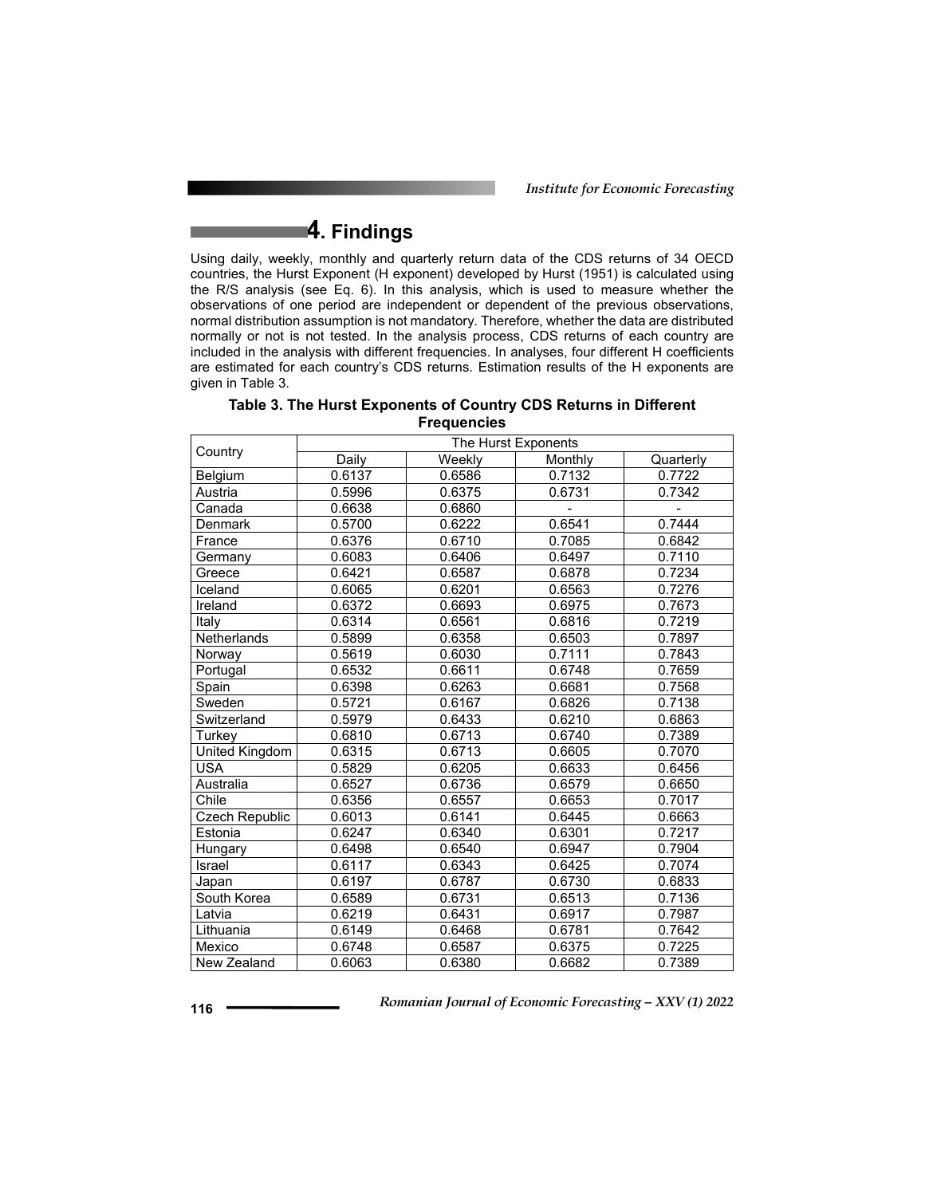## 4. Findings

Using daily, weekly, monthly and quarterly return data of the CDS returns of 34 OECD countries, the Hurst Exponent (H exponent) developed by Hurst (1951) is calculated using the R/S analysis (see Eq. 6). In this analysis, which is used to measure whether the observations of one period are independent or dependent of the previous observations, normal distribution assumption is not mandatory. Therefore, whether the data are distributed normally or not is not tested. In the analysis process, CDS returns of each country are included in the analysis with different frequencies. In analyses, four different H coefficients are estimated for each country's CDS returns. Estimation results of the H exponents are given in Table 3.

**Table 3. The Hurst Exponents of Country CDS Returns in Different Frequencies**

| Country | The Hurst Exponents | | | |
|---|---|---|---|---|
| | Daily | Weekly | Monthly | Quarterly |
| Belgium | 0.6137 | 0.6586 | 0.7132 | 0.7722 |
| Austria | 0.5996 | 0.6375 | 0.6731 | 0.7342 |
| Canada | 0.6638 | 0.6860 | - | - |
| Denmark | 0.5700 | 0.6222 | 0.6541 | 0.7444 |
| France | 0.6376 | 0.6710 | 0.7085 | 0.6842 |
| Germany | 0.6083 | 0.6406 | 0.6497 | 0.7110 |
| Greece | 0.6421 | 0.6587 | 0.6878 | 0.7234 |
| Iceland | 0.6065 | 0.6201 | 0.6563 | 0.7276 |
| Ireland | 0.6372 | 0.6693 | 0.6975 | 0.7673 |
| Italy | 0.6314 | 0.6561 | 0.6816 | 0.7219 |
| Netherlands | 0.5899 | 0.6358 | 0.6503 | 0.7897 |
| Norway | 0.5619 | 0.6030 | 0.7111 | 0.7843 |
| Portugal | 0.6532 | 0.6611 | 0.6748 | 0.7659 |
| Spain | 0.6398 | 0.6263 | 0.6681 | 0.7568 |
| Sweden | 0.5721 | 0.6167 | 0.6826 | 0.7138 |
| Switzerland | 0.5979 | 0.6433 | 0.6210 | 0.6863 |
| Turkey | 0.6810 | 0.6713 | 0.6740 | 0.7389 |
| United Kingdom | 0.6315 | 0.6713 | 0.6605 | 0.7070 |
| USA | 0.5829 | 0.6205 | 0.6633 | 0.6456 |
| Australia | 0.6527 | 0.6736 | 0.6579 | 0.6650 |
| Chile | 0.6356 | 0.6557 | 0.6653 | 0.7017 |
| Czech Republic | 0.6013 | 0.6141 | 0.6445 | 0.6663 |
| Estonia | 0.6247 | 0.6340 | 0.6301 | 0.7217 |
| Hungary | 0.6498 | 0.6540 | 0.6947 | 0.7904 |
| Israel | 0.6117 | 0.6343 | 0.6425 | 0.7074 |
| Japan | 0.6197 | 0.6787 | 0.6730 | 0.6833 |
| South Korea | 0.6589 | 0.6731 | 0.6513 | 0.7136 |
| Latvia | 0.6219 | 0.6431 | 0.6917 | 0.7987 |
| Lithuania | 0.6149 | 0.6468 | 0.6781 | 0.7642 |
| Mexico | 0.6748 | 0.6587 | 0.6375 | 0.7225 |
| New Zealand | 0.6063 | 0.6380 | 0.6682 | 0.7389 |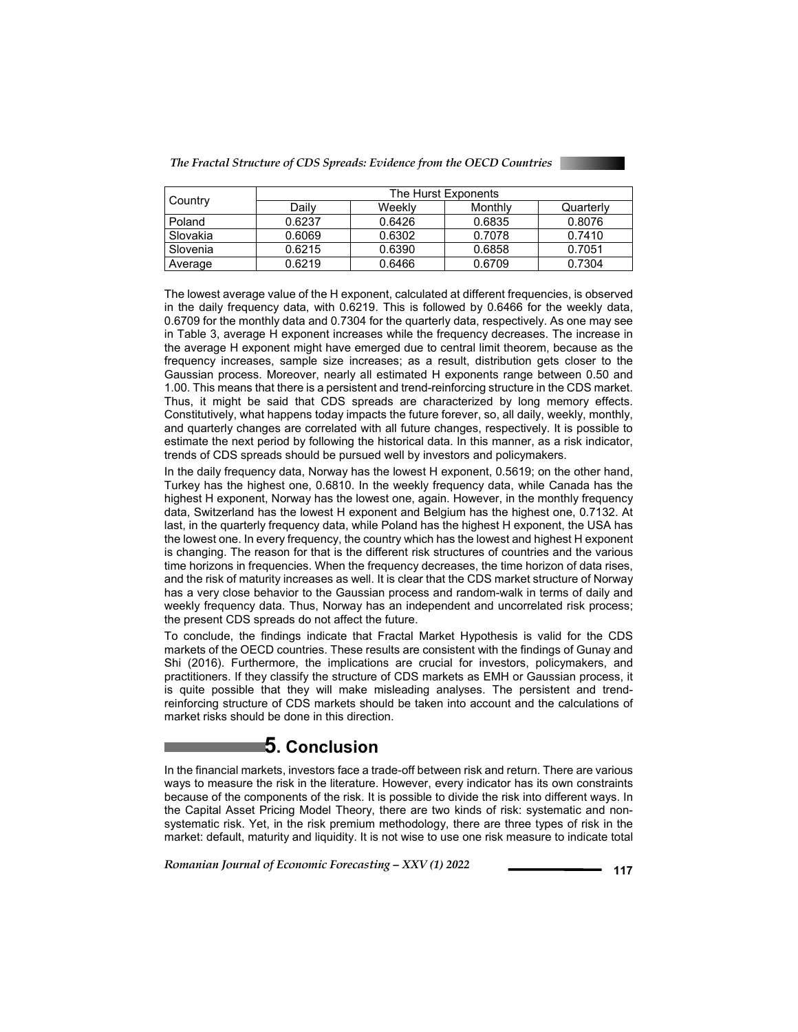| Country | The Hurst Exponents | | | |
|---|---|---|---|---|
| | Daily | Weekly | Monthly | Quarterly |
| Poland | 0.6237 | 0.6426 | 0.6835 | 0.8076 |
| Slovakia | 0.6069 | 0.6302 | 0.7078 | 0.7410 |
| Slovenia | 0.6215 | 0.6390 | 0.6858 | 0.7051 |
| Average | 0.6219 | 0.6466 | 0.6709 | 0.7304 |

The lowest average value of the H exponent, calculated at different frequencies, is observed in the daily frequency data, with 0.6219. This is followed by 0.6466 for the weekly data, 0.6709 for the monthly data and 0.7304 for the quarterly data, respectively. As one may see in Table 3, average H exponent increases while the frequency decreases. The increase in the average H exponent might have emerged due to central limit theorem, because as the frequency increases, sample size increases; as a result, distribution gets closer to the Gaussian process. Moreover, nearly all estimated H exponents range between 0.50 and 1.00. This means that there is a persistent and trend-reinforcing structure in the CDS market. Thus, it might be said that CDS spreads are characterized by long memory effects. Constitutively, what happens today impacts the future forever, so, all daily, weekly, monthly, and quarterly changes are correlated with all future changes, respectively. It is possible to estimate the next period by following the historical data. In this manner, as a risk indicator, trends of CDS spreads should be pursued well by investors and policymakers.

In the daily frequency data, Norway has the lowest H exponent, 0.5619; on the other hand, Turkey has the highest one, 0.6810. In the weekly frequency data, while Canada has the highest H exponent, Norway has the lowest one, again. However, in the monthly frequency data, Switzerland has the lowest H exponent and Belgium has the highest one, 0.7132. At last, in the quarterly frequency data, while Poland has the highest H exponent, the USA has the lowest one. In every frequency, the country which has the lowest and highest H exponent is changing. The reason for that is the different risk structures of countries and the various time horizons in frequencies. When the frequency decreases, the time horizon of data rises, and the risk of maturity increases as well. It is clear that the CDS market structure of Norway has a very close behavior to the Gaussian process and random-walk in terms of daily and weekly frequency data. Thus, Norway has an independent and uncorrelated risk process; the present CDS spreads do not affect the future.

To conclude, the findings indicate that Fractal Market Hypothesis is valid for the CDS markets of the OECD countries. These results are consistent with the findings of Gunay and Shi (2016). Furthermore, the implications are crucial for investors, policymakers, and practitioners. If they classify the structure of CDS markets as EMH or Gaussian process, it is quite possible that they will make misleading analyses. The persistent and trend-reinforcing structure of CDS markets should be taken into account and the calculations of market risks should be done in this direction.

## 5. Conclusion

In the financial markets, investors face a trade-off between risk and return. There are various ways to measure the risk in the literature. However, every indicator has its own constraints because of the components of the risk. It is possible to divide the risk into different ways. In the Capital Asset Pricing Model Theory, there are two kinds of risk: systematic and non-systematic risk. Yet, in the risk premium methodology, there are three types of risk in the market: default, maturity and liquidity. It is not wise to use one risk measure to indicate total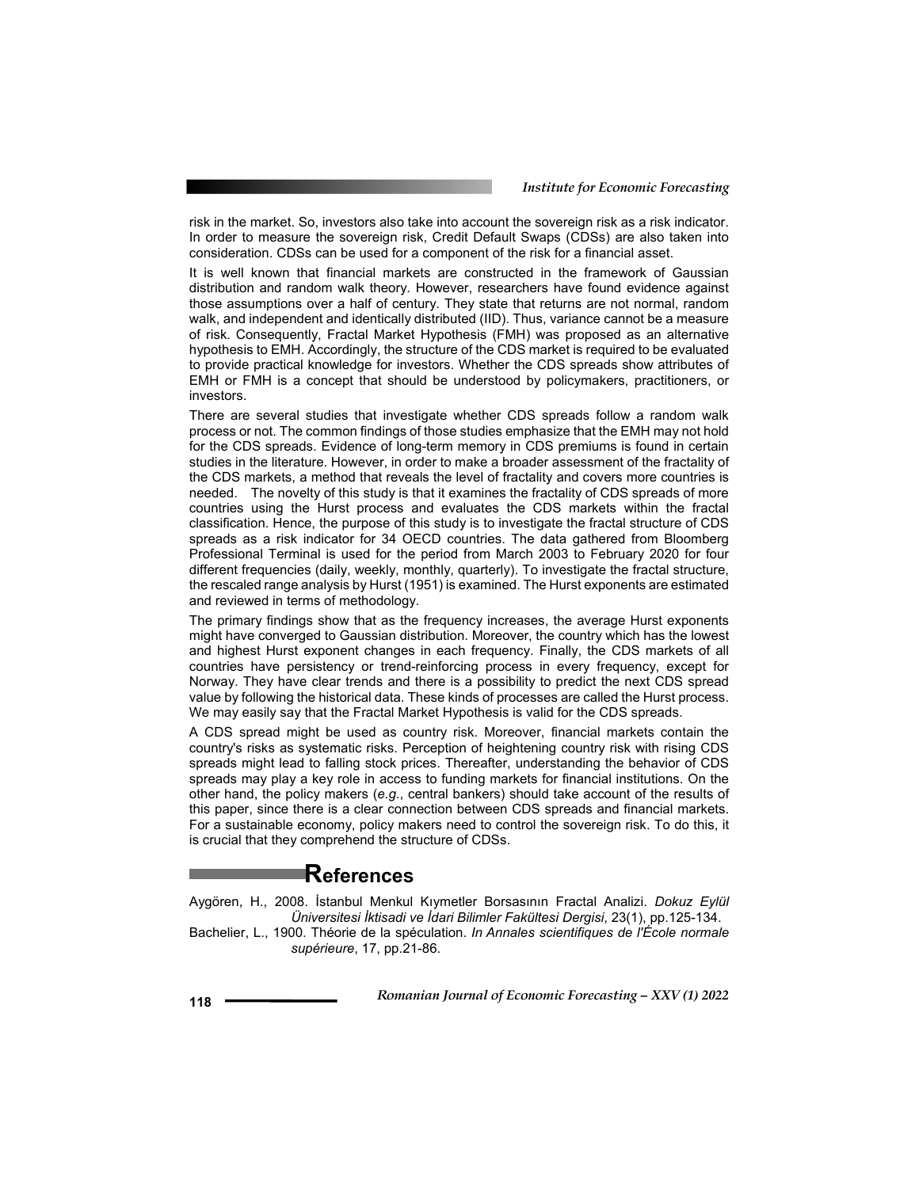risk in the market. So, investors also take into account the sovereign risk as a risk indicator. In order to measure the sovereign risk, Credit Default Swaps (CDSs) are also taken into consideration. CDSs can be used for a component of the risk for a financial asset.

It is well known that financial markets are constructed in the framework of Gaussian distribution and random walk theory. However, researchers have found evidence against those assumptions over a half of century. They state that returns are not normal, random walk, and independent and identically distributed (IID). Thus, variance cannot be a measure of risk. Consequently, Fractal Market Hypothesis (FMH) was proposed as an alternative hypothesis to EMH. Accordingly, the structure of the CDS market is required to be evaluated to provide practical knowledge for investors. Whether the CDS spreads show attributes of EMH or FMH is a concept that should be understood by policymakers, practitioners, or investors.

There are several studies that investigate whether CDS spreads follow a random walk process or not. The common findings of those studies emphasize that the EMH may not hold for the CDS spreads. Evidence of long-term memory in CDS premiums is found in certain studies in the literature. However, in order to make a broader assessment of the fractality of the CDS markets, a method that reveals the level of fractality and covers more countries is needed. The novelty of this study is that it examines the fractality of CDS spreads of more countries using the Hurst process and evaluates the CDS markets within the fractal classification. Hence, the purpose of this study is to investigate the fractal structure of CDS spreads as a risk indicator for 34 OECD countries. The data gathered from Bloomberg Professional Terminal is used for the period from March 2003 to February 2020 for four different frequencies (daily, weekly, monthly, quarterly). To investigate the fractal structure, the rescaled range analysis by Hurst (1951) is examined. The Hurst exponents are estimated and reviewed in terms of methodology.

The primary findings show that as the frequency increases, the average Hurst exponents might have converged to Gaussian distribution. Moreover, the country which has the lowest and highest Hurst exponent changes in each frequency. Finally, the CDS markets of all countries have persistency or trend-reinforcing process in every frequency, except for Norway. They have clear trends and there is a possibility to predict the next CDS spread value by following the historical data. These kinds of processes are called the Hurst process. We may easily say that the Fractal Market Hypothesis is valid for the CDS spreads.

A CDS spread might be used as country risk. Moreover, financial markets contain the country's risks as systematic risks. Perception of heightening country risk with rising CDS spreads might lead to falling stock prices. Thereafter, understanding the behavior of CDS spreads may play a key role in access to funding markets for financial institutions. On the other hand, the policy makers (*e.g.*, central bankers) should take account of the results of this paper, since there is a clear connection between CDS spreads and financial markets. For a sustainable economy, policy makers need to control the sovereign risk. To do this, it is crucial that they comprehend the structure of CDSs.

## References

Aygören, H., 2008. İstanbul Menkul Kıymetler Borsasının Fractal Analizi. *Dokuz Eylül Üniversitesi İktisadi ve İdari Bilimler Fakültesi Dergisi*, 23(1), pp.125-134.

Bachelier, L., 1900. Théorie de la spéculation. *In Annales scientifiques de l'École normale supérieure*, 17, pp.21-86.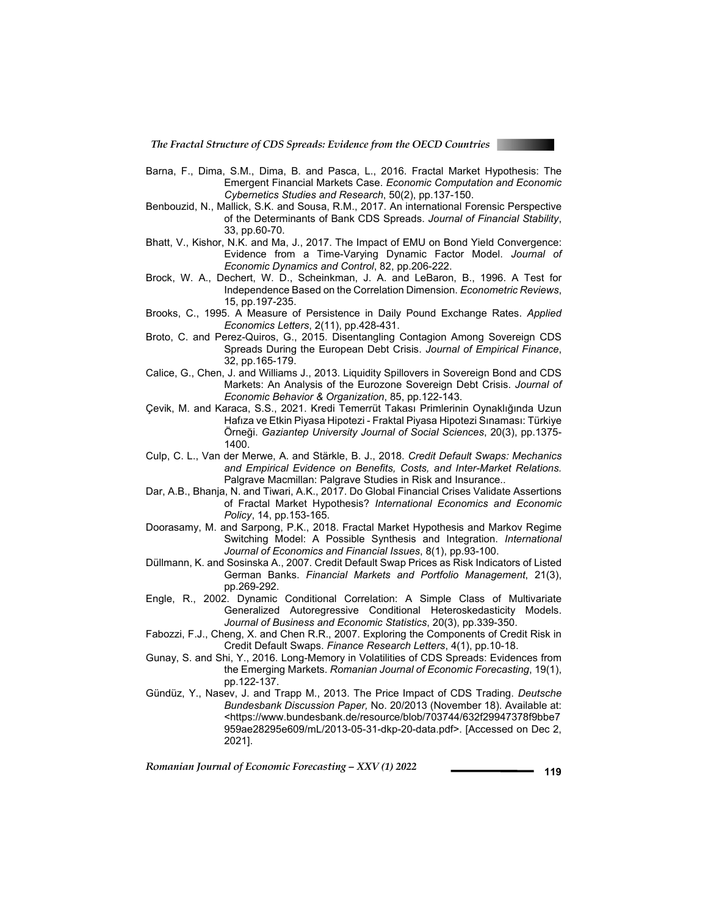Barna, F., Dima, S.M., Dima, B. and Pasca, L., 2016. Fractal Market Hypothesis: The Emergent Financial Markets Case. *Economic Computation and Economic Cybernetics Studies and Research*, 50(2), pp.137-150.

Benbouzid, N., Mallick, S.K. and Sousa, R.M., 2017. An international Forensic Perspective of the Determinants of Bank CDS Spreads. *Journal of Financial Stability*, 33, pp.60-70.

Bhatt, V., Kishor, N.K. and Ma, J., 2017. The Impact of EMU on Bond Yield Convergence: Evidence from a Time-Varying Dynamic Factor Model. *Journal of Economic Dynamics and Control*, 82, pp.206-222.

Brock, W. A., Dechert, W. D., Scheinkman, J. A. and LeBaron, B., 1996. A Test for Independence Based on the Correlation Dimension. *Econometric Reviews*, 15, pp.197-235.

Brooks, C., 1995. A Measure of Persistence in Daily Pound Exchange Rates. *Applied Economics Letters*, 2(11), pp.428-431.

Broto, C. and Perez-Quiros, G., 2015. Disentangling Contagion Among Sovereign CDS Spreads During the European Debt Crisis. *Journal of Empirical Finance*, 32, pp.165-179.

Calice, G., Chen, J. and Williams J., 2013. Liquidity Spillovers in Sovereign Bond and CDS Markets: An Analysis of the Eurozone Sovereign Debt Crisis. *Journal of Economic Behavior & Organization*, 85, pp.122-143.

Çevik, M. and Karaca, S.S., 2021. Kredi Temerrüt Takası Primlerinin Oynaklığında Uzun Hafıza ve Etkin Piyasa Hipotezi - Fraktal Piyasa Hipotezi Sınaması: Türkiye Örneği. *Gaziantep University Journal of Social Sciences*, 20(3), pp.1375-1400.

Culp, C. L., Van der Merwe, A. and Stärkle, B. J., 2018. *Credit Default Swaps: Mechanics and Empirical Evidence on Benefits, Costs, and Inter-Market Relations.* Palgrave Macmillan: Palgrave Studies in Risk and Insurance..

Dar, A.B., Bhanja, N. and Tiwari, A.K., 2017. Do Global Financial Crises Validate Assertions of Fractal Market Hypothesis? *International Economics and Economic Policy*, 14, pp.153-165.

Doorasamy, M. and Sarpong, P.K., 2018. Fractal Market Hypothesis and Markov Regime Switching Model: A Possible Synthesis and Integration. *International Journal of Economics and Financial Issues*, 8(1), pp.93-100.

Düllmann, K. and Sosinska A., 2007. Credit Default Swap Prices as Risk Indicators of Listed German Banks. *Financial Markets and Portfolio Management*, 21(3), pp.269-292.

Engle, R., 2002. Dynamic Conditional Correlation: A Simple Class of Multivariate Generalized Autoregressive Conditional Heteroskedasticity Models. *Journal of Business and Economic Statistics*, 20(3), pp.339-350.

Fabozzi, F.J., Cheng, X. and Chen R.R., 2007. Exploring the Components of Credit Risk in Credit Default Swaps. *Finance Research Letters*, 4(1), pp.10-18.

Gunay, S. and Shi, Y., 2016. Long-Memory in Volatilities of CDS Spreads: Evidences from the Emerging Markets. *Romanian Journal of Economic Forecasting*, 19(1), pp.122-137.

Gündüz, Y., Nasev, J. and Trapp M., 2013. The Price Impact of CDS Trading. *Deutsche Bundesbank Discussion Paper,* No. 20/2013 (November 18). Available at: <https://www.bundesbank.de/resource/blob/703744/632f29947378f9bbe7959ae28295e609/mL/2013-05-31-dkp-20-data.pdf>. [Accessed on Dec 2, 2021].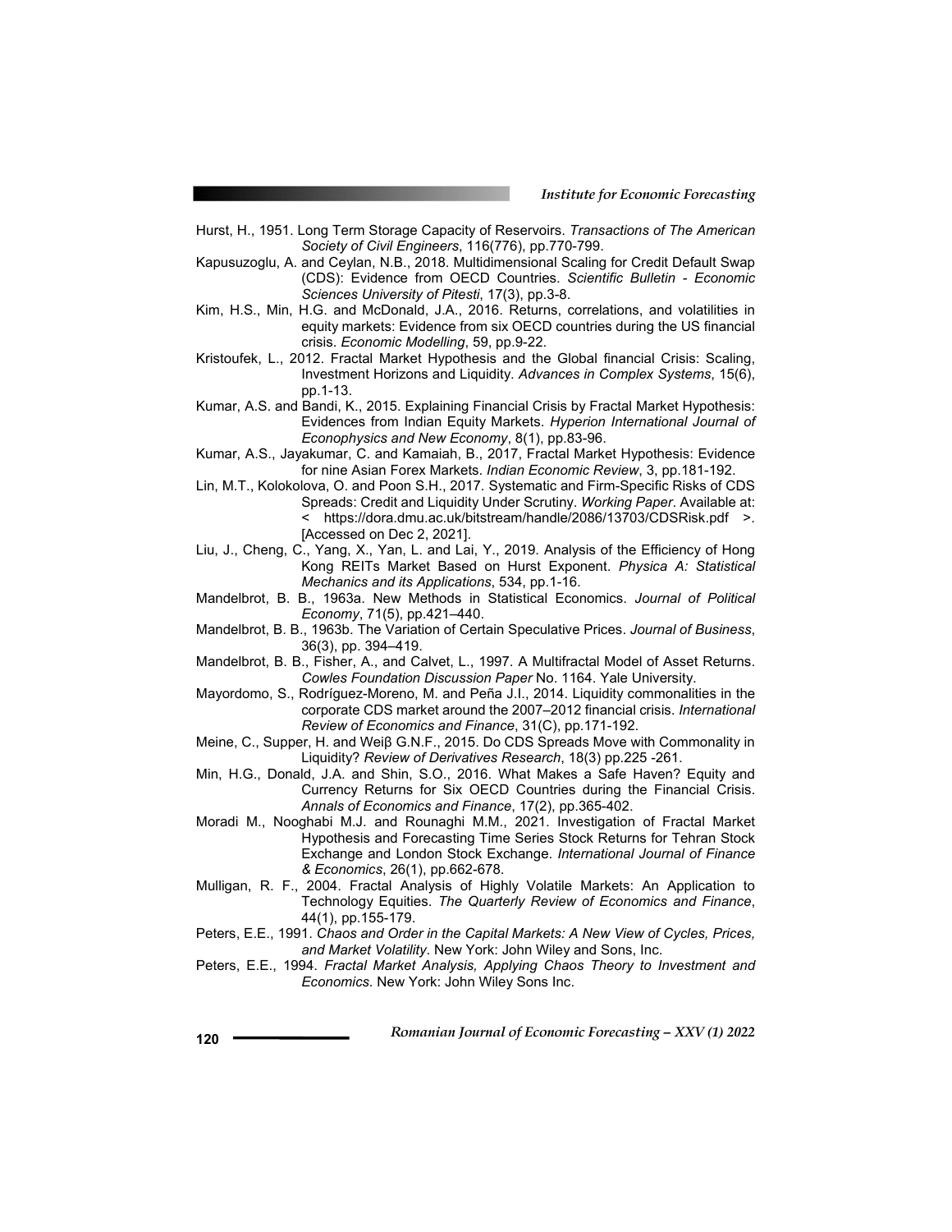Hurst, H., 1951. Long Term Storage Capacity of Reservoirs. *Transactions of The American Society of Civil Engineers*, 116(776), pp.770-799.

Kapusuzoglu, A. and Ceylan, N.B., 2018. Multidimensional Scaling for Credit Default Swap (CDS): Evidence from OECD Countries. *Scientific Bulletin - Economic Sciences University of Pitesti*, 17(3), pp.3-8.

Kim, H.S., Min, H.G. and McDonald, J.A., 2016. Returns, correlations, and volatilities in equity markets: Evidence from six OECD countries during the US financial crisis. *Economic Modelling*, 59, pp.9-22.

Kristoufek, L., 2012. Fractal Market Hypothesis and the Global financial Crisis: Scaling, Investment Horizons and Liquidity. *Advances in Complex Systems*, 15(6), pp.1-13.

Kumar, A.S. and Bandi, K., 2015. Explaining Financial Crisis by Fractal Market Hypothesis: Evidences from Indian Equity Markets. *Hyperion International Journal of Econophysics and New Economy*, 8(1), pp.83-96.

Kumar, A.S., Jayakumar, C. and Kamaiah, B., 2017, Fractal Market Hypothesis: Evidence for nine Asian Forex Markets. *Indian Economic Review*, 3, pp.181-192.

Lin, M.T., Kolokolova, O. and Poon S.H., 2017. Systematic and Firm-Specific Risks of CDS Spreads: Credit and Liquidity Under Scrutiny. *Working Paper*. Available at: < https://dora.dmu.ac.uk/bitstream/handle/2086/13703/CDSRisk.pdf >. [Accessed on Dec 2, 2021].

Liu, J., Cheng, C., Yang, X., Yan, L. and Lai, Y., 2019. Analysis of the Efficiency of Hong Kong REITs Market Based on Hurst Exponent. *Physica A: Statistical Mechanics and its Applications*, 534, pp.1-16.

Mandelbrot, B. B., 1963a. New Methods in Statistical Economics. *Journal of Political Economy*, 71(5), pp.421–440.

Mandelbrot, B. B., 1963b. The Variation of Certain Speculative Prices. *Journal of Business*, 36(3), pp. 394–419.

Mandelbrot, B. B., Fisher, A., and Calvet, L., 1997. A Multifractal Model of Asset Returns. *Cowles Foundation Discussion Paper* No. 1164. Yale University.

Mayordomo, S., Rodríguez-Moreno, M. and Peña J.I., 2014. Liquidity commonalities in the corporate CDS market around the 2007–2012 financial crisis. *International Review of Economics and Finance*, 31(C), pp.171-192.

Meine, C., Supper, H. and Weiβ G.N.F., 2015. Do CDS Spreads Move with Commonality in Liquidity? *Review of Derivatives Research*, 18(3) pp.225 -261.

Min, H.G., Donald, J.A. and Shin, S.O., 2016. What Makes a Safe Haven? Equity and Currency Returns for Six OECD Countries during the Financial Crisis. *Annals of Economics and Finance*, 17(2), pp.365-402.

Moradi M., Nooghabi M.J. and Rounaghi M.M., 2021. Investigation of Fractal Market Hypothesis and Forecasting Time Series Stock Returns for Tehran Stock Exchange and London Stock Exchange. *International Journal of Finance & Economics*, 26(1), pp.662-678.

Mulligan, R. F., 2004. Fractal Analysis of Highly Volatile Markets: An Application to Technology Equities. *The Quarterly Review of Economics and Finance*, 44(1), pp.155-179.

Peters, E.E., 1991. *Chaos and Order in the Capital Markets: A New View of Cycles, Prices, and Market Volatility*. New York: John Wiley and Sons, Inc.

Peters, E.E., 1994. *Fractal Market Analysis, Applying Chaos Theory to Investment and Economics*. New York: John Wiley Sons Inc.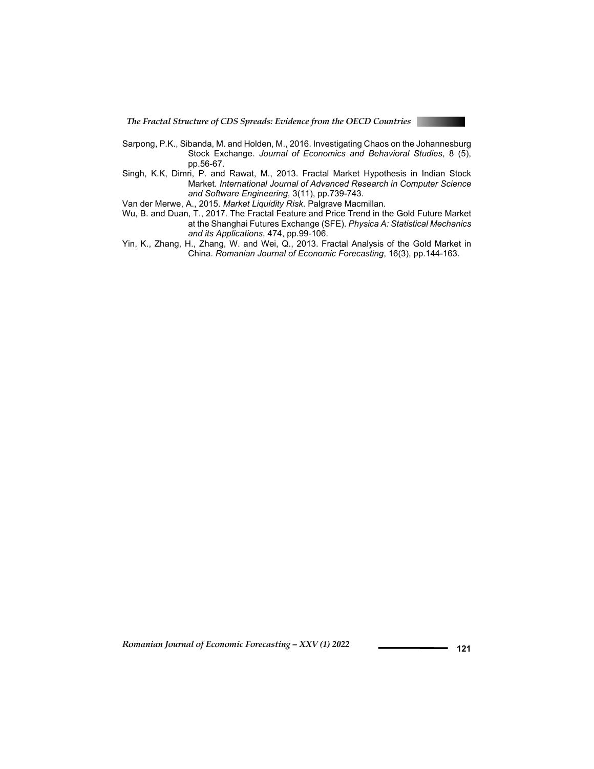Sarpong, P.K., Sibanda, M. and Holden, M., 2016. Investigating Chaos on the Johannesburg Stock Exchange. *Journal of Economics and Behavioral Studies*, 8 (5), pp.56-67.

Singh, K.K, Dimri, P. and Rawat, M., 2013. Fractal Market Hypothesis in Indian Stock Market. *International Journal of Advanced Research in Computer Science and Software Engineering*, 3(11), pp.739-743.

Van der Merwe, A., 2015. *Market Liquidity Risk*. Palgrave Macmillan.

Wu, B. and Duan, T., 2017. The Fractal Feature and Price Trend in the Gold Future Market at the Shanghai Futures Exchange (SFE). *Physica A: Statistical Mechanics and its Applications*, 474, pp.99-106.

Yin, K., Zhang, H., Zhang, W. and Wei, Q., 2013. Fractal Analysis of the Gold Market in China. *Romanian Journal of Economic Forecasting*, 16(3), pp.144-163.